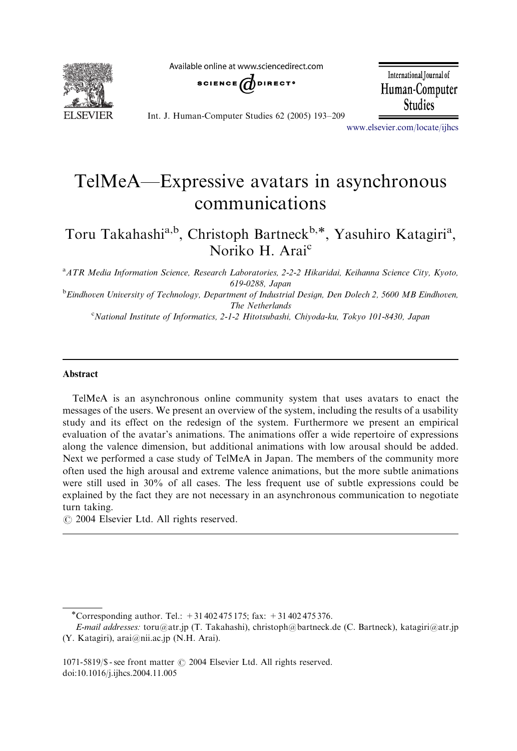# TelMeA—Expressive avatars in asynchronous communications

Toru Takahashi[a,b], Christoph Bartneck[b,*], Yasuhiro Katagiri[a], Noriko H. Arai[c]

[a] *ATR Media Information Science, Research Laboratories, 2-2-2 Hikaridai, Keihanna Science City, Kyoto, 619-0288, Japan*

[b] *Eindhoven University of Technology, Department of Industrial Design, Den Dolech 2, 5600 MB Eindhoven, The Netherlands*

[c] *National Institute of Informatics, 2-1-2 Hitotsubashi, Chiyoda-ku, Tokyo 101-8430, Japan*

---

## Abstract

TelMeA is an asynchronous online community system that uses avatars to enact the messages of the users. We present an overview of the system, including the results of a usability study and its effect on the redesign of the system. Furthermore we present an empirical evaluation of the avatar's animations. The animations offer a wide repertoire of expressions along the valence dimension, but additional animations with low arousal should be added. Next we performed a case study of TelMeA in Japan. The members of the community more often used the high arousal and extreme valence animations, but the more subtle animations were still used in 30% of all cases. The less frequent use of subtle expressions could be explained by the fact they are not necessary in an asynchronous communication to negotiate turn taking.

© 2004 Elsevier Ltd. All rights reserved.

---

*Corresponding author. Tel.: +31 402 475 175; fax: +31 402 475 376.

*E-mail addresses:* toru@atr.jp (T. Takahashi), christoph@bartneck.de (C. Bartneck), katagiri@atr.jp (Y. Katagiri), arai@nii.ac.jp (N.H. Arai).

1071-5819/$ - see front matter © 2004 Elsevier Ltd. All rights reserved.
doi:10.1016/j.ijhcs.2004.11.005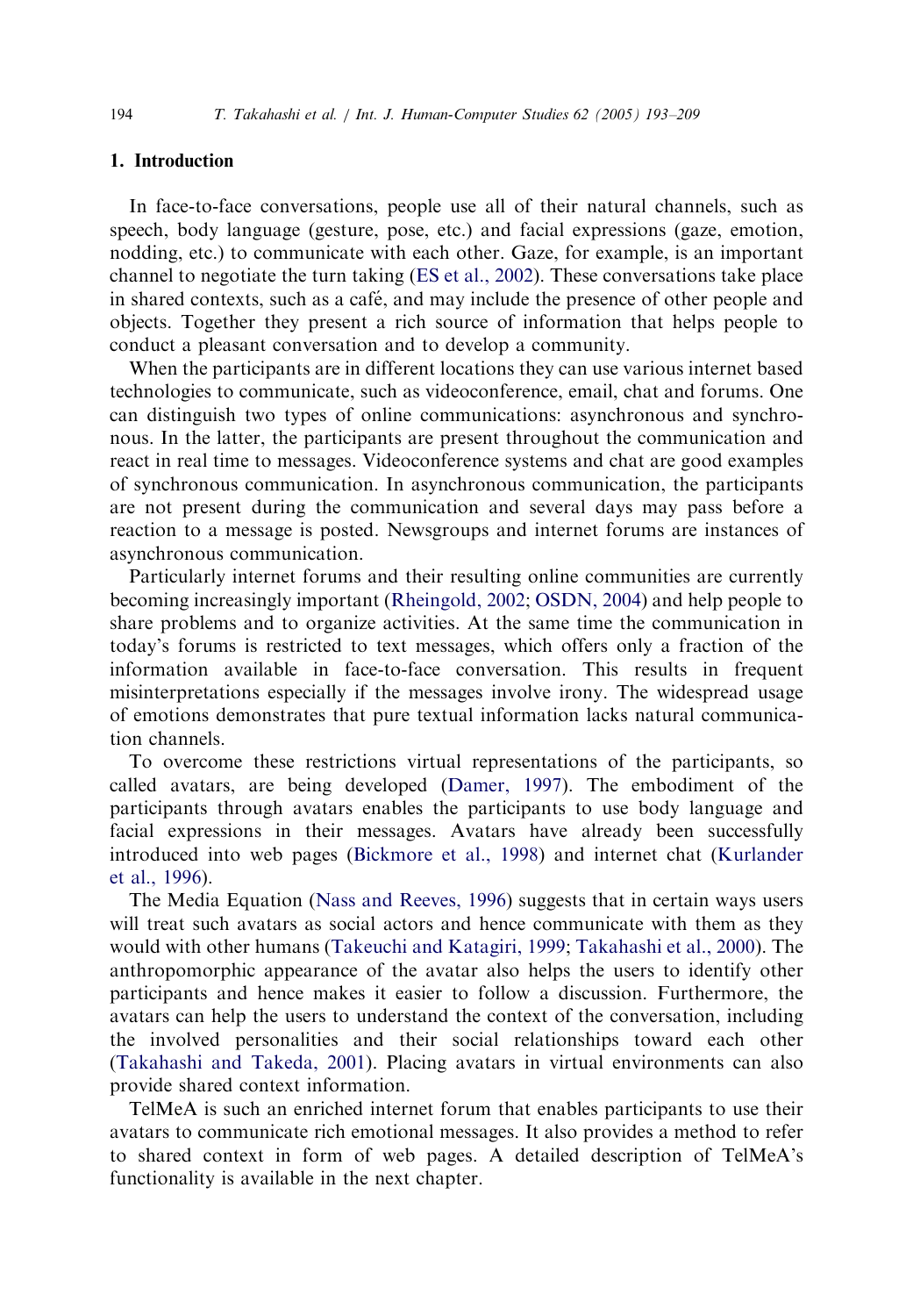## 1. Introduction

In face-to-face conversations, people use all of their natural channels, such as speech, body language (gesture, pose, etc.) and facial expressions (gaze, emotion, nodding, etc.) to communicate with each other. Gaze, for example, is an important channel to negotiate the turn taking (ES et al., 2002). These conversations take place in shared contexts, such as a café, and may include the presence of other people and objects. Together they present a rich source of information that helps people to conduct a pleasant conversation and to develop a community.

When the participants are in different locations they can use various internet based technologies to communicate, such as videoconference, email, chat and forums. One can distinguish two types of online communications: asynchronous and synchronous. In the latter, the participants are present throughout the communication and react in real time to messages. Videoconference systems and chat are good examples of synchronous communication. In asynchronous communication, the participants are not present during the communication and several days may pass before a reaction to a message is posted. Newsgroups and internet forums are instances of asynchronous communication.

Particularly internet forums and their resulting online communities are currently becoming increasingly important (Rheingold, 2002; OSDN, 2004) and help people to share problems and to organize activities. At the same time the communication in today's forums is restricted to text messages, which offers only a fraction of the information available in face-to-face conversation. This results in frequent misinterpretations especially if the messages involve irony. The widespread usage of emotions demonstrates that pure textual information lacks natural communication channels.

To overcome these restrictions virtual representations of the participants, so called avatars, are being developed (Damer, 1997). The embodiment of the participants through avatars enables the participants to use body language and facial expressions in their messages. Avatars have already been successfully introduced into web pages (Bickmore et al., 1998) and internet chat (Kurlander et al., 1996).

The Media Equation (Nass and Reeves, 1996) suggests that in certain ways users will treat such avatars as social actors and hence communicate with them as they would with other humans (Takeuchi and Katagiri, 1999; Takahashi et al., 2000). The anthropomorphic appearance of the avatar also helps the users to identify other participants and hence makes it easier to follow a discussion. Furthermore, the avatars can help the users to understand the context of the conversation, including the involved personalities and their social relationships toward each other (Takahashi and Takeda, 2001). Placing avatars in virtual environments can also provide shared context information.

TelMeA is such an enriched internet forum that enables participants to use their avatars to communicate rich emotional messages. It also provides a method to refer to shared context in form of web pages. A detailed description of TelMeA's functionality is available in the next chapter.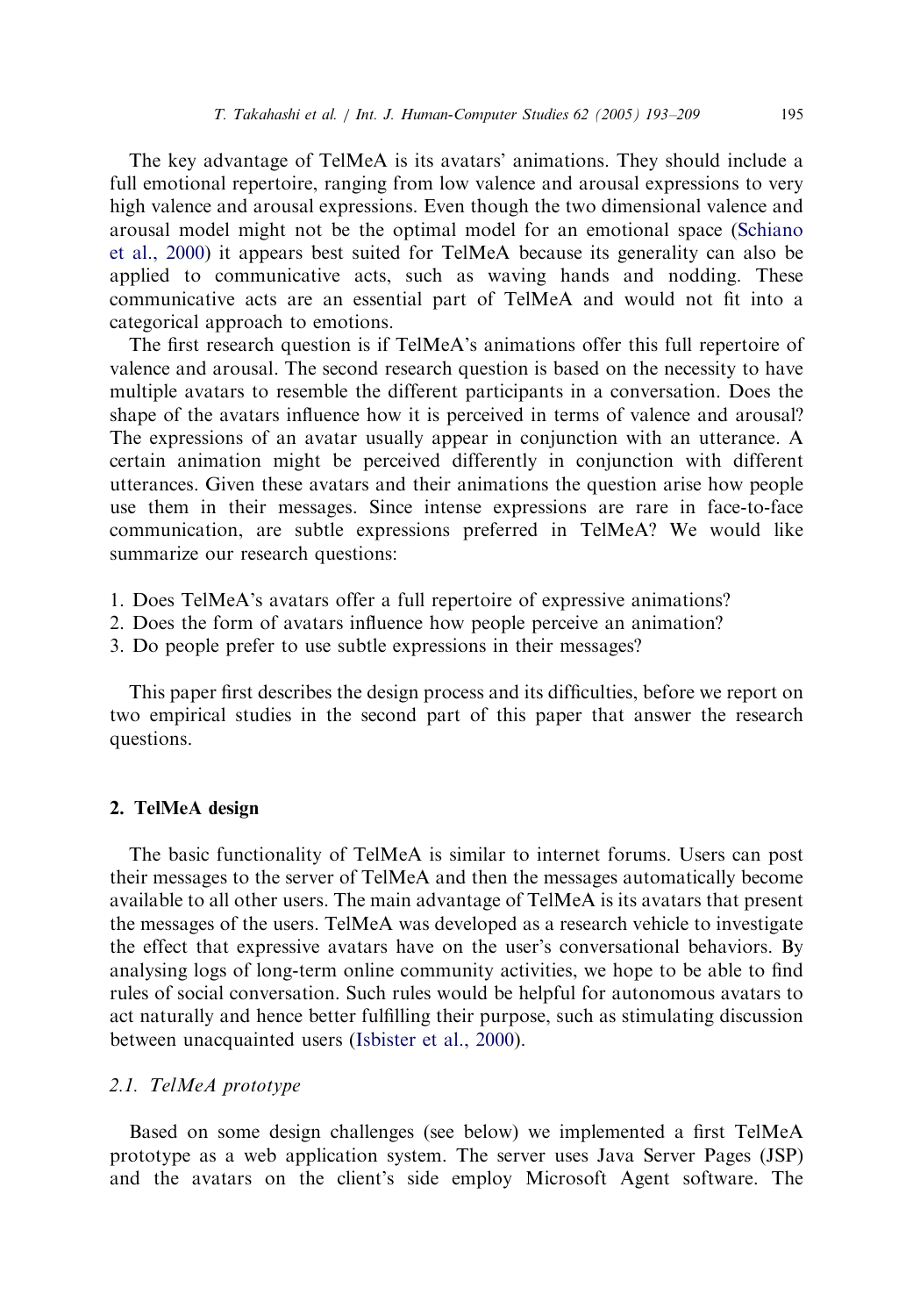The key advantage of TelMeA is its avatars' animations. They should include a full emotional repertoire, ranging from low valence and arousal expressions to very high valence and arousal expressions. Even though the two dimensional valence and arousal model might not be the optimal model for an emotional space (Schiano et al., 2000) it appears best suited for TelMeA because its generality can also be applied to communicative acts, such as waving hands and nodding. These communicative acts are an essential part of TelMeA and would not fit into a categorical approach to emotions.

The first research question is if TelMeA's animations offer this full repertoire of valence and arousal. The second research question is based on the necessity to have multiple avatars to resemble the different participants in a conversation. Does the shape of the avatars influence how it is perceived in terms of valence and arousal? The expressions of an avatar usually appear in conjunction with an utterance. A certain animation might be perceived differently in conjunction with different utterances. Given these avatars and their animations the question arise how people use them in their messages. Since intense expressions are rare in face-to-face communication, are subtle expressions preferred in TelMeA? We would like summarize our research questions:

1. Does TelMeA's avatars offer a full repertoire of expressive animations?
2. Does the form of avatars influence how people perceive an animation?
3. Do people prefer to use subtle expressions in their messages?

This paper first describes the design process and its difficulties, before we report on two empirical studies in the second part of this paper that answer the research questions.

## 2. TelMeA design

The basic functionality of TelMeA is similar to internet forums. Users can post their messages to the server of TelMeA and then the messages automatically become available to all other users. The main advantage of TelMeA is its avatars that present the messages of the users. TelMeA was developed as a research vehicle to investigate the effect that expressive avatars have on the user's conversational behaviors. By analysing logs of long-term online community activities, we hope to be able to find rules of social conversation. Such rules would be helpful for autonomous avatars to act naturally and hence better fulfilling their purpose, such as stimulating discussion between unacquainted users (Isbister et al., 2000).

### *2.1. TelMeA prototype*

Based on some design challenges (see below) we implemented a first TelMeA prototype as a web application system. The server uses Java Server Pages (JSP) and the avatars on the client's side employ Microsoft Agent software. The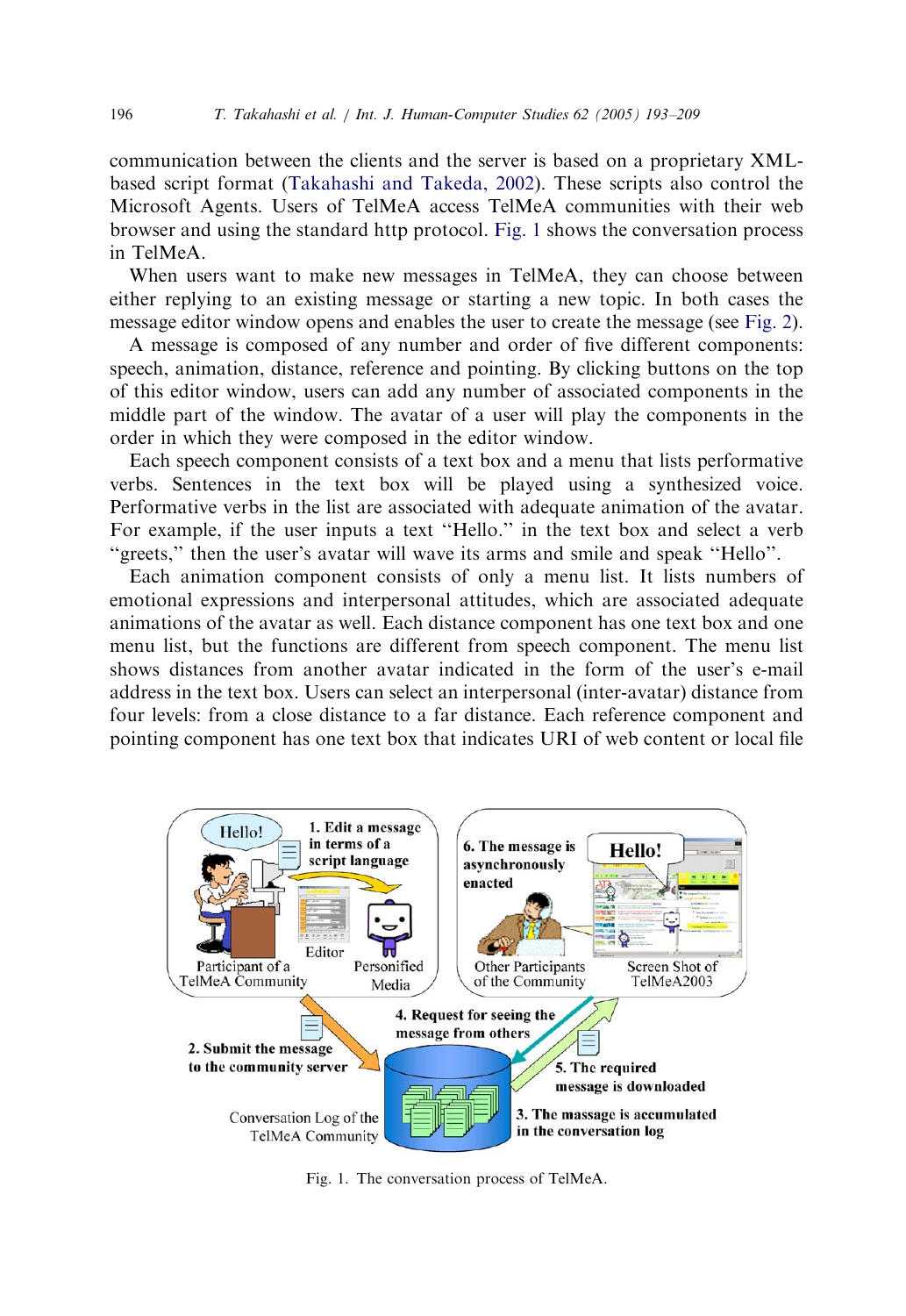communication between the clients and the server is based on a proprietary XML-based script format (Takahashi and Takeda, 2002). These scripts also control the Microsoft Agents. Users of TelMeA access TelMeA communities with their web browser and using the standard http protocol. Fig. 1 shows the conversation process in TelMeA.

When users want to make new messages in TelMeA, they can choose between either replying to an existing message or starting a new topic. In both cases the message editor window opens and enables the user to create the message (see Fig. 2).

A message is composed of any number and order of five different components: speech, animation, distance, reference and pointing. By clicking buttons on the top of this editor window, users can add any number of associated components in the middle part of the window. The avatar of a user will play the components in the order in which they were composed in the editor window.

Each speech component consists of a text box and a menu that lists performative verbs. Sentences in the text box will be played using a synthesized voice. Performative verbs in the list are associated with adequate animation of the avatar. For example, if the user inputs a text "Hello." in the text box and select a verb "greets," then the user's avatar will wave its arms and smile and speak "Hello".

Each animation component consists of only a menu list. It lists numbers of emotional expressions and interpersonal attitudes, which are associated adequate animations of the avatar as well. Each distance component has one text box and one menu list, but the functions are different from speech component. The menu list shows distances from another avatar indicated in the form of the user's e-mail address in the text box. Users can select an interpersonal (inter-avatar) distance from four levels: from a close distance to a far distance. Each reference component and pointing component has one text box that indicates URI of web content or local file

Fig. 1. The conversation process of TelMeA.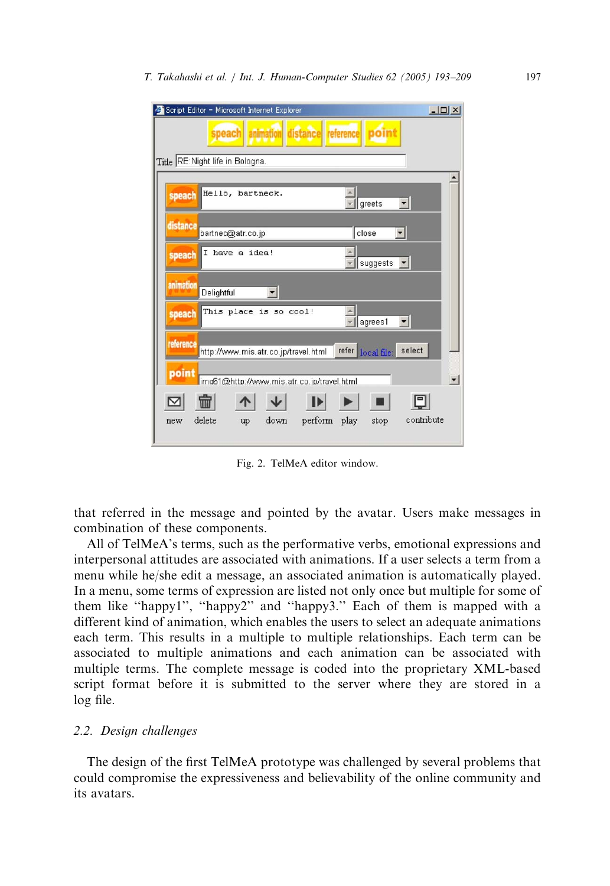Fig. 2. TelMeA editor window.

that referred in the message and pointed by the avatar. Users make messages in combination of these components.

All of TelMeA's terms, such as the performative verbs, emotional expressions and interpersonal attitudes are associated with animations. If a user selects a term from a menu while he/she edit a message, an associated animation is automatically played. In a menu, some terms of expression are listed not only once but multiple for some of them like "happy1", "happy2" and "happy3." Each of them is mapped with a different kind of animation, which enables the users to select an adequate animations each term. This results in a multiple to multiple relationships. Each term can be associated to multiple animations and each animation can be associated with multiple terms. The complete message is coded into the proprietary XML-based script format before it is submitted to the server where they are stored in a log file.

## 2.2. *Design challenges*

The design of the first TelMeA prototype was challenged by several problems that could compromise the expressiveness and believability of the online community and its avatars.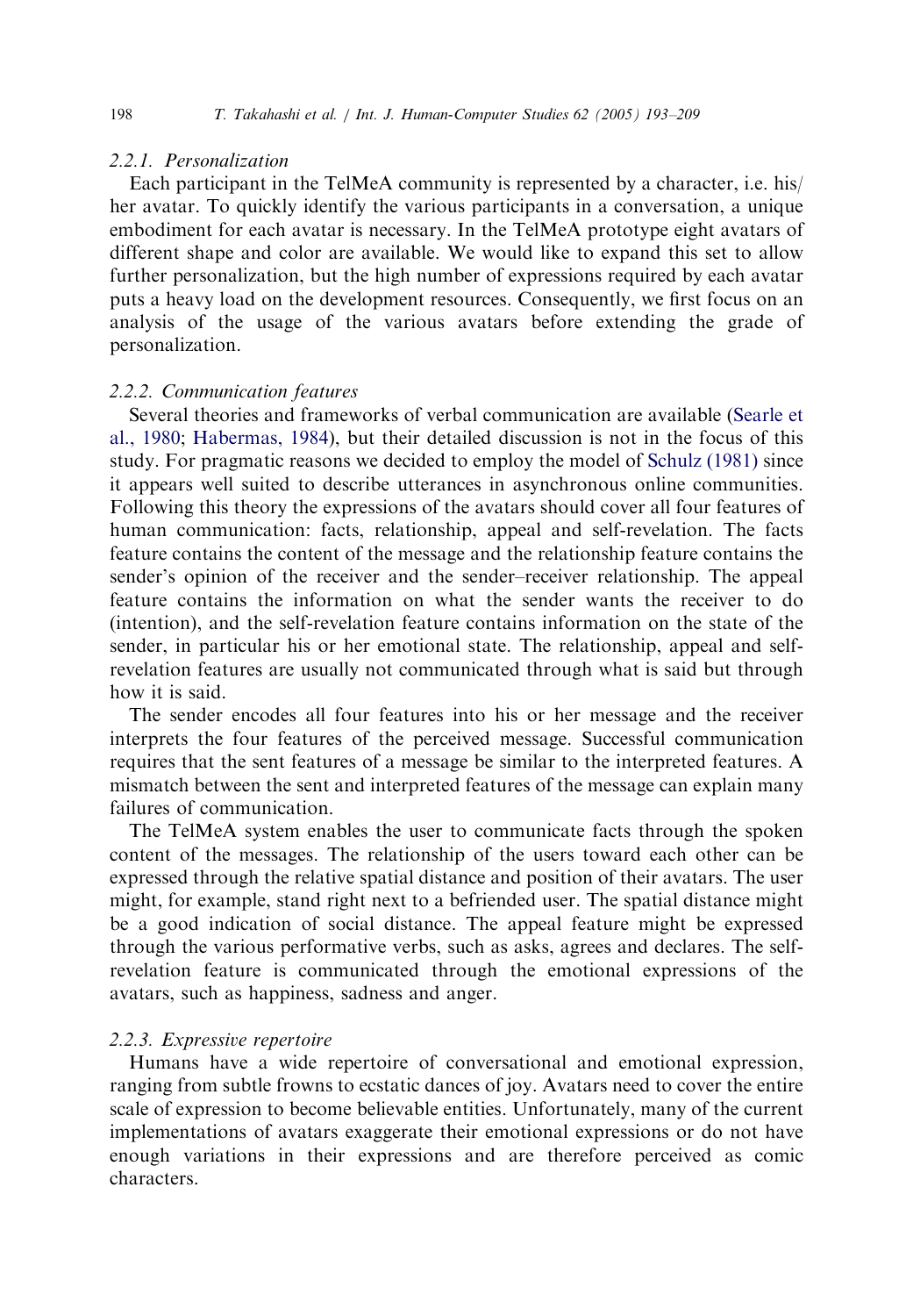#### 2.2.1. Personalization

Each participant in the TelMeA community is represented by a character, i.e. his/her avatar. To quickly identify the various participants in a conversation, a unique embodiment for each avatar is necessary. In the TelMeA prototype eight avatars of different shape and color are available. We would like to expand this set to allow further personalization, but the high number of expressions required by each avatar puts a heavy load on the development resources. Consequently, we first focus on an analysis of the usage of the various avatars before extending the grade of personalization.

#### 2.2.2. Communication features

Several theories and frameworks of verbal communication are available (Searle et al., 1980; Habermas, 1984), but their detailed discussion is not in the focus of this study. For pragmatic reasons we decided to employ the model of Schulz (1981) since it appears well suited to describe utterances in asynchronous online communities. Following this theory the expressions of the avatars should cover all four features of human communication: facts, relationship, appeal and self-revelation. The facts feature contains the content of the message and the relationship feature contains the sender's opinion of the receiver and the sender–receiver relationship. The appeal feature contains the information on what the sender wants the receiver to do (intention), and the self-revelation feature contains information on the state of the sender, in particular his or her emotional state. The relationship, appeal and self-revelation features are usually not communicated through what is said but through how it is said.

The sender encodes all four features into his or her message and the receiver interprets the four features of the perceived message. Successful communication requires that the sent features of a message be similar to the interpreted features. A mismatch between the sent and interpreted features of the message can explain many failures of communication.

The TelMeA system enables the user to communicate facts through the spoken content of the messages. The relationship of the users toward each other can be expressed through the relative spatial distance and position of their avatars. The user might, for example, stand right next to a befriended user. The spatial distance might be a good indication of social distance. The appeal feature might be expressed through the various performative verbs, such as asks, agrees and declares. The self-revelation feature is communicated through the emotional expressions of the avatars, such as happiness, sadness and anger.

#### 2.2.3. Expressive repertoire

Humans have a wide repertoire of conversational and emotional expression, ranging from subtle frowns to ecstatic dances of joy. Avatars need to cover the entire scale of expression to become believable entities. Unfortunately, many of the current implementations of avatars exaggerate their emotional expressions or do not have enough variations in their expressions and are therefore perceived as comic characters.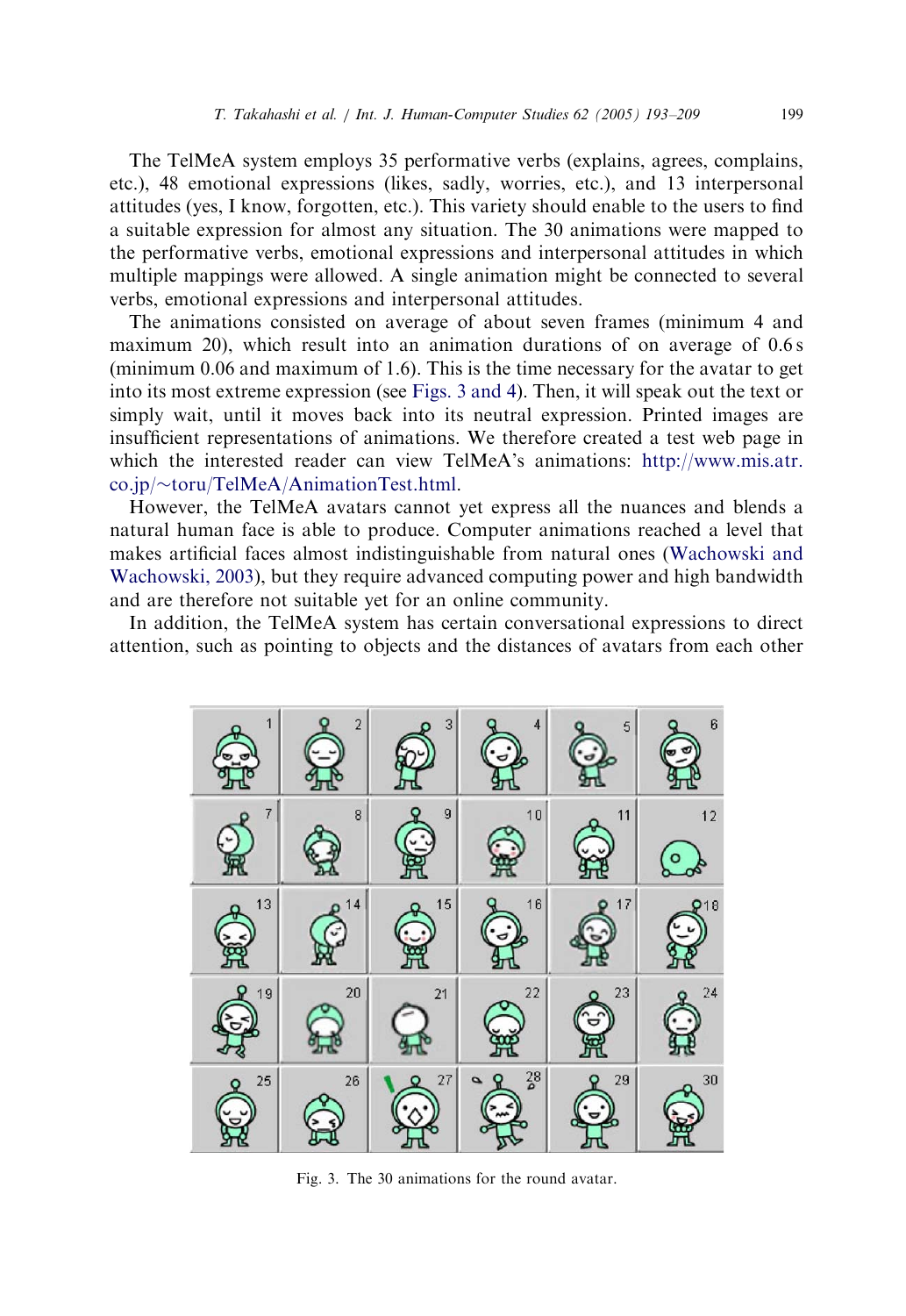The TelMeA system employs 35 performative verbs (explains, agrees, complains, etc.), 48 emotional expressions (likes, sadly, worries, etc.), and 13 interpersonal attitudes (yes, I know, forgotten, etc.). This variety should enable to the users to find a suitable expression for almost any situation. The 30 animations were mapped to the performative verbs, emotional expressions and interpersonal attitudes in which multiple mappings were allowed. A single animation might be connected to several verbs, emotional expressions and interpersonal attitudes.

The animations consisted on average of about seven frames (minimum 4 and maximum 20), which result into an animation durations of on average of 0.6 s (minimum 0.06 and maximum of 1.6). This is the time necessary for the avatar to get into its most extreme expression (see Figs. 3 and 4). Then, it will speak out the text or simply wait, until it moves back into its neutral expression. Printed images are insufficient representations of animations. We therefore created a test web page in which the interested reader can view TelMeA's animations: http://www.mis.atr.co.jp/~toru/TelMeA/AnimationTest.html.

However, the TelMeA avatars cannot yet express all the nuances and blends a natural human face is able to produce. Computer animations reached a level that makes artificial faces almost indistinguishable from natural ones (Wachowski and Wachowski, 2003), but they require advanced computing power and high bandwidth and are therefore not suitable yet for an online community.

In addition, the TelMeA system has certain conversational expressions to direct attention, such as pointing to objects and the distances of avatars from each other

Fig. 3. The 30 animations for the round avatar.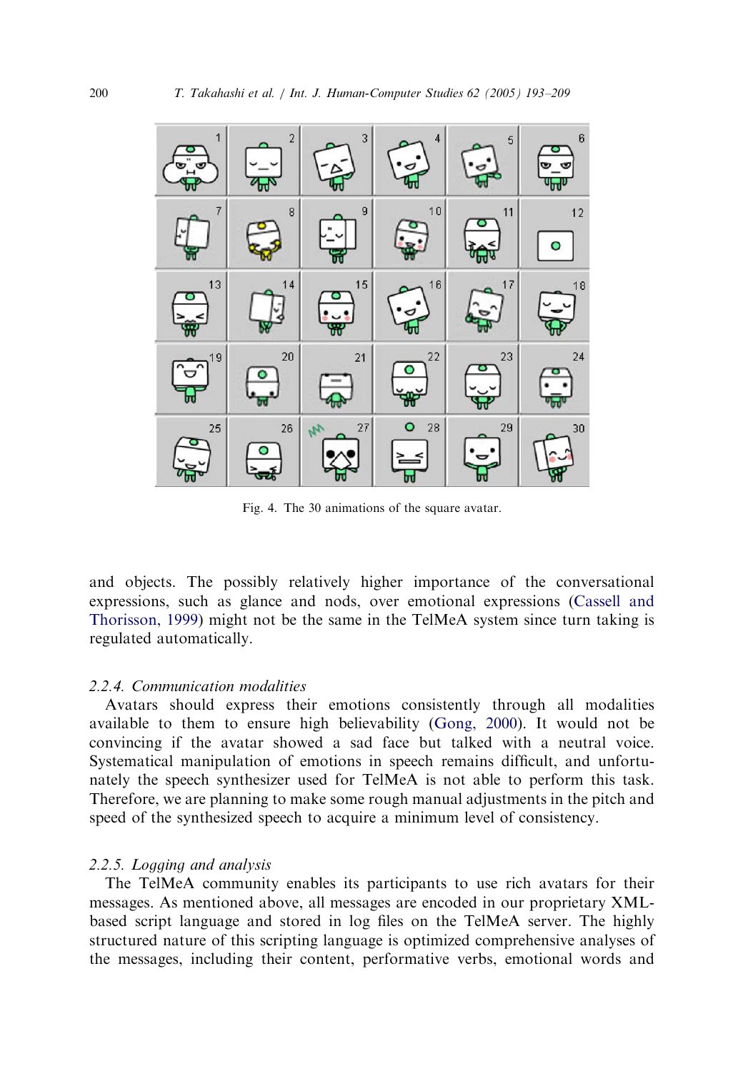Fig. 4. The 30 animations of the square avatar.

and objects. The possibly relatively higher importance of the conversational expressions, such as glance and nods, over emotional expressions (Cassell and Thorisson, 1999) might not be the same in the TelMeA system since turn taking is regulated automatically.

#### 2.2.4. Communication modalities

Avatars should express their emotions consistently through all modalities available to them to ensure high believability (Gong, 2000). It would not be convincing if the avatar showed a sad face but talked with a neutral voice. Systematical manipulation of emotions in speech remains difficult, and unfortunately the speech synthesizer used for TelMeA is not able to perform this task. Therefore, we are planning to make some rough manual adjustments in the pitch and speed of the synthesized speech to acquire a minimum level of consistency.

#### 2.2.5. Logging and analysis

The TelMeA community enables its participants to use rich avatars for their messages. As mentioned above, all messages are encoded in our proprietary XML-based script language and stored in log files on the TelMeA server. The highly structured nature of this scripting language is optimized comprehensive analyses of the messages, including their content, performative verbs, emotional words and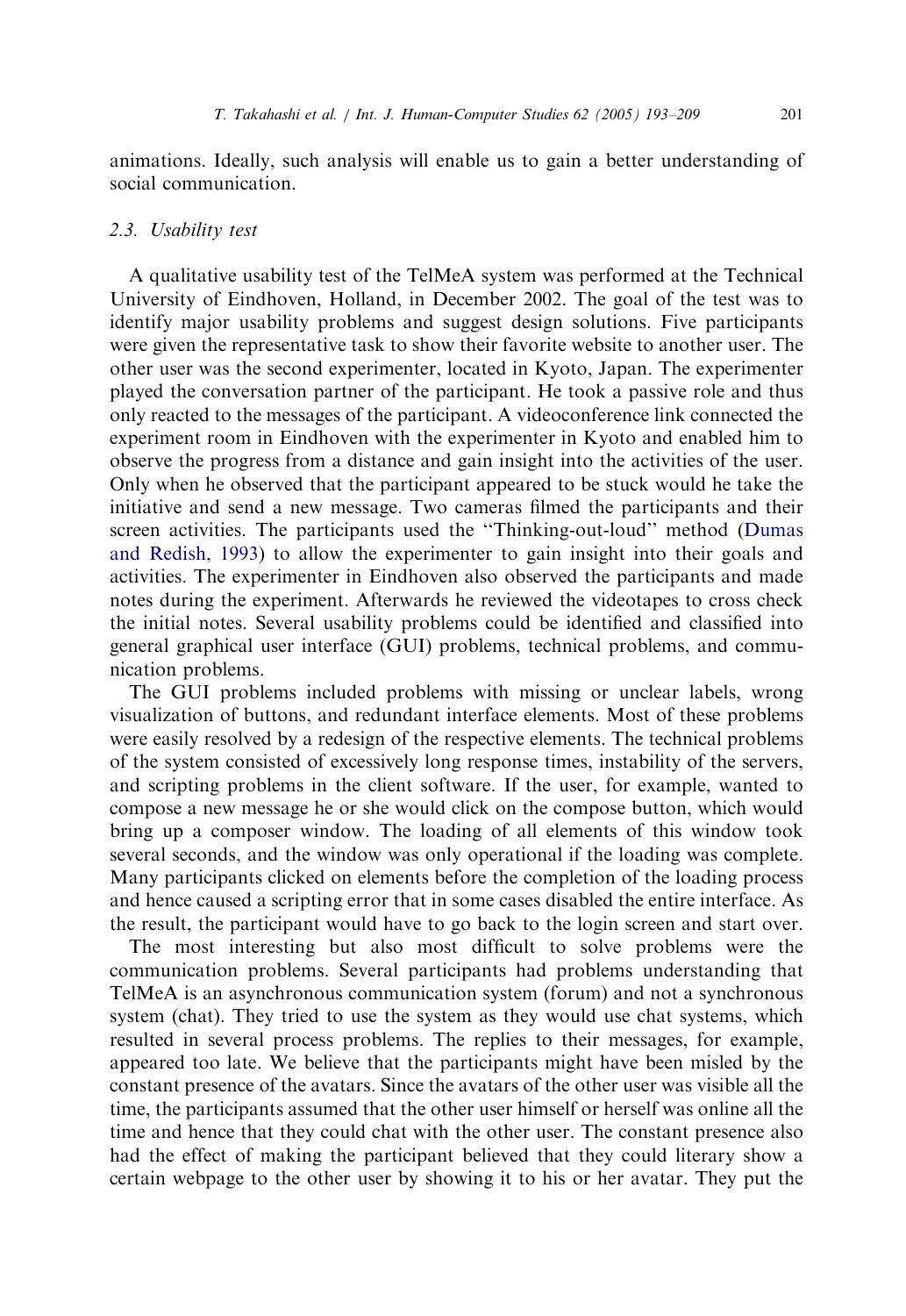animations. Ideally, such analysis will enable us to gain a better understanding of social communication.

### 2.3. Usability test

A qualitative usability test of the TelMeA system was performed at the Technical University of Eindhoven, Holland, in December 2002. The goal of the test was to identify major usability problems and suggest design solutions. Five participants were given the representative task to show their favorite website to another user. The other user was the second experimenter, located in Kyoto, Japan. The experimenter played the conversation partner of the participant. He took a passive role and thus only reacted to the messages of the participant. A videoconference link connected the experiment room in Eindhoven with the experimenter in Kyoto and enabled him to observe the progress from a distance and gain insight into the activities of the user. Only when he observed that the participant appeared to be stuck would he take the initiative and send a new message. Two cameras filmed the participants and their screen activities. The participants used the "Thinking-out-loud" method (Dumas and Redish, 1993) to allow the experimenter to gain insight into their goals and activities. The experimenter in Eindhoven also observed the participants and made notes during the experiment. Afterwards he reviewed the videotapes to cross check the initial notes. Several usability problems could be identified and classified into general graphical user interface (GUI) problems, technical problems, and communication problems.

The GUI problems included problems with missing or unclear labels, wrong visualization of buttons, and redundant interface elements. Most of these problems were easily resolved by a redesign of the respective elements. The technical problems of the system consisted of excessively long response times, instability of the servers, and scripting problems in the client software. If the user, for example, wanted to compose a new message he or she would click on the compose button, which would bring up a composer window. The loading of all elements of this window took several seconds, and the window was only operational if the loading was complete. Many participants clicked on elements before the completion of the loading process and hence caused a scripting error that in some cases disabled the entire interface. As the result, the participant would have to go back to the login screen and start over.

The most interesting but also most difficult to solve problems were the communication problems. Several participants had problems understanding that TelMeA is an asynchronous communication system (forum) and not a synchronous system (chat). They tried to use the system as they would use chat systems, which resulted in several process problems. The replies to their messages, for example, appeared too late. We believe that the participants might have been misled by the constant presence of the avatars. Since the avatars of the other user was visible all the time, the participants assumed that the other user himself or herself was online all the time and hence that they could chat with the other user. The constant presence also had the effect of making the participant believed that they could literary show a certain webpage to the other user by showing it to his or her avatar. They put the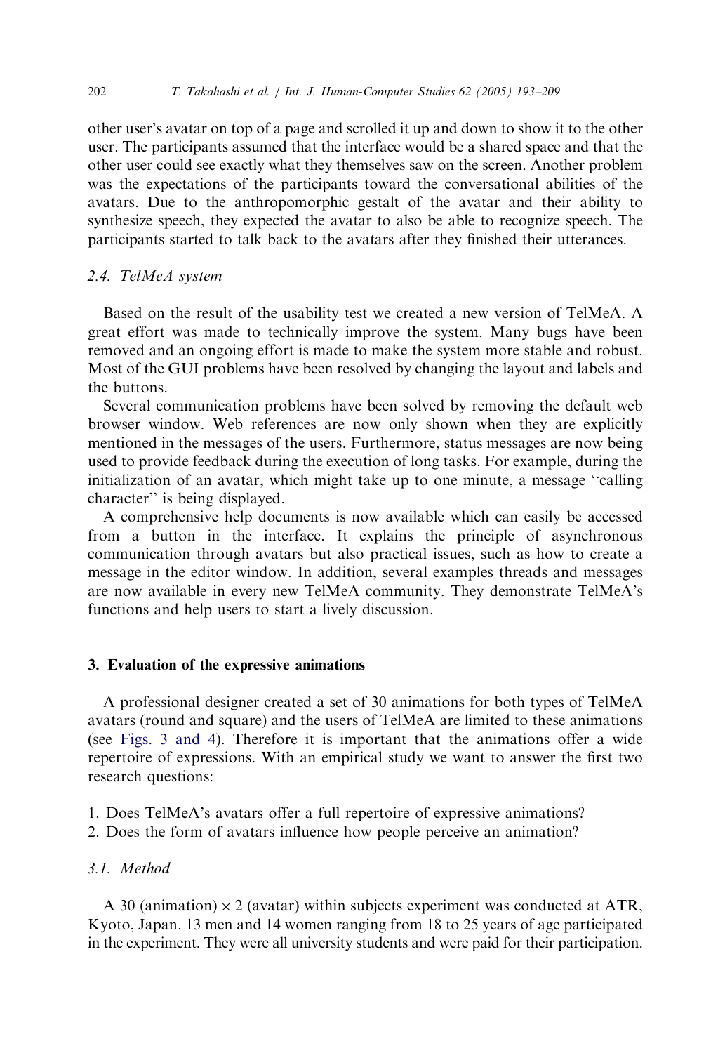other user's avatar on top of a page and scrolled it up and down to show it to the other user. The participants assumed that the interface would be a shared space and that the other user could see exactly what they themselves saw on the screen. Another problem was the expectations of the participants toward the conversational abilities of the avatars. Due to the anthropomorphic gestalt of the avatar and their ability to synthesize speech, they expected the avatar to also be able to recognize speech. The participants started to talk back to the avatars after they finished their utterances.

### 2.4. *TelMeA system*

Based on the result of the usability test we created a new version of TelMeA. A great effort was made to technically improve the system. Many bugs have been removed and an ongoing effort is made to make the system more stable and robust. Most of the GUI problems have been resolved by changing the layout and labels and the buttons.

Several communication problems have been solved by removing the default web browser window. Web references are now only shown when they are explicitly mentioned in the messages of the users. Furthermore, status messages are now being used to provide feedback during the execution of long tasks. For example, during the initialization of an avatar, which might take up to one minute, a message ''calling character'' is being displayed.

A comprehensive help documents is now available which can easily be accessed from a button in the interface. It explains the principle of asynchronous communication through avatars but also practical issues, such as how to create a message in the editor window. In addition, several examples threads and messages are now available in every new TelMeA community. They demonstrate TelMeA's functions and help users to start a lively discussion.

## 3. Evaluation of the expressive animations

A professional designer created a set of 30 animations for both types of TelMeA avatars (round and square) and the users of TelMeA are limited to these animations (see Figs. 3 and 4). Therefore it is important that the animations offer a wide repertoire of expressions. With an empirical study we want to answer the first two research questions:

1. Does TelMeA's avatars offer a full repertoire of expressive animations?
2. Does the form of avatars influence how people perceive an animation?

### 3.1. *Method*

A 30 (animation) $\times$ 2 (avatar) within subjects experiment was conducted at ATR, Kyoto, Japan. 13 men and 14 women ranging from 18 to 25 years of age participated in the experiment. They were all university students and were paid for their participation.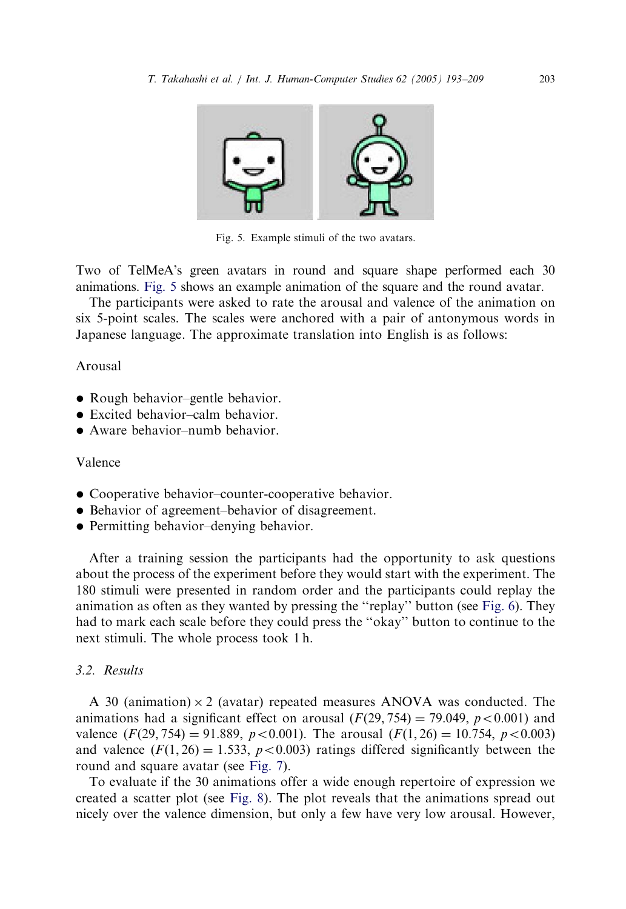Fig. 5. Example stimuli of the two avatars.

Two of TelMeA's green avatars in round and square shape performed each 30 animations. Fig. 5 shows an example animation of the square and the round avatar.

The participants were asked to rate the arousal and valence of the animation on six 5-point scales. The scales were anchored with a pair of antonymous words in Japanese language. The approximate translation into English is as follows:

Arousal

- Rough behavior–gentle behavior.
- Excited behavior–calm behavior.
- Aware behavior–numb behavior.

Valence

- Cooperative behavior–counter-cooperative behavior.
- Behavior of agreement–behavior of disagreement.
- Permitting behavior–denying behavior.

After a training session the participants had the opportunity to ask questions about the process of the experiment before they would start with the experiment. The 180 stimuli were presented in random order and the participants could replay the animation as often as they wanted by pressing the ''replay'' button (see Fig. 6). They had to mark each scale before they could press the ''okay'' button to continue to the next stimuli. The whole process took 1 h.

### 3.2. Results

A 30 (animation) × 2 (avatar) repeated measures ANOVA was conducted. The animations had a significant effect on arousal ($F(29, 754) = 79.049$, $p < 0.001$) and valence ($F(29, 754) = 91.889$, $p < 0.001$). The arousal ($F(1, 26) = 10.754$, $p < 0.003$) and valence ($F(1, 26) = 1.533$, $p < 0.003$) ratings differed significantly between the round and square avatar (see Fig. 7).

To evaluate if the 30 animations offer a wide enough repertoire of expression we created a scatter plot (see Fig. 8). The plot reveals that the animations spread out nicely over the valence dimension, but only a few have very low arousal. However,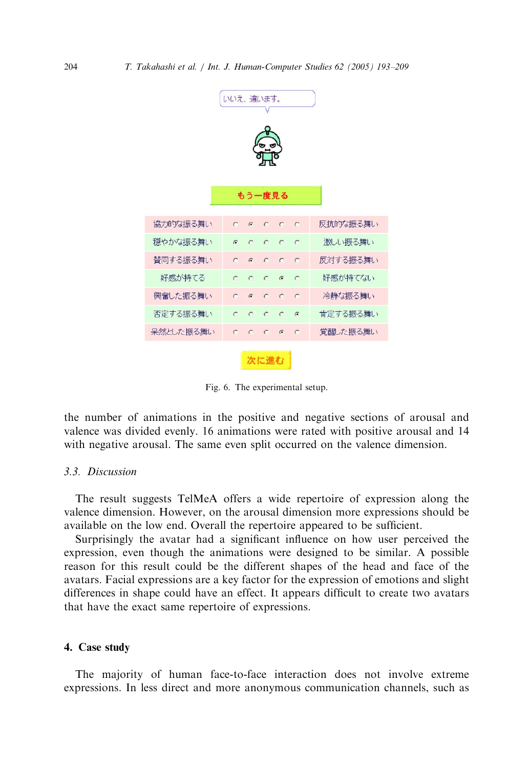Fig. 6. The experimental setup.

the number of animations in the positive and negative sections of arousal and valence was divided evenly. 16 animations were rated with positive arousal and 14 with negative arousal. The same even split occurred on the valence dimension.

### 3.3. Discussion

The result suggests TelMeA offers a wide repertoire of expression along the valence dimension. However, on the arousal dimension more expressions should be available on the low end. Overall the repertoire appeared to be sufficient.

Surprisingly the avatar had a significant influence on how user perceived the expression, even though the animations were designed to be similar. A possible reason for this result could be the different shapes of the head and face of the avatars. Facial expressions are a key factor for the expression of emotions and slight differences in shape could have an effect. It appears difficult to create two avatars that have the exact same repertoire of expressions.

## 4. Case study

The majority of human face-to-face interaction does not involve extreme expressions. In less direct and more anonymous communication channels, such as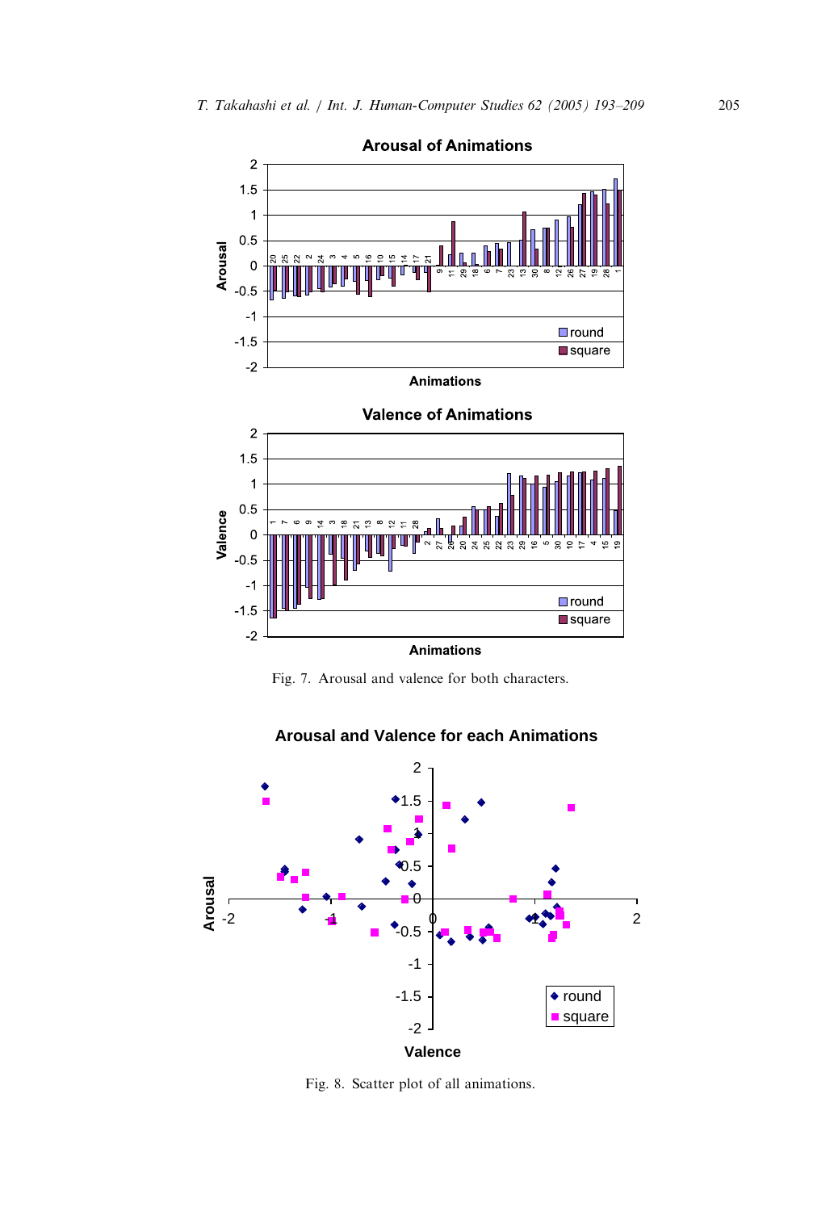Fig. 7. Arousal and valence for both characters.

Fig. 8. Scatter plot of all animations.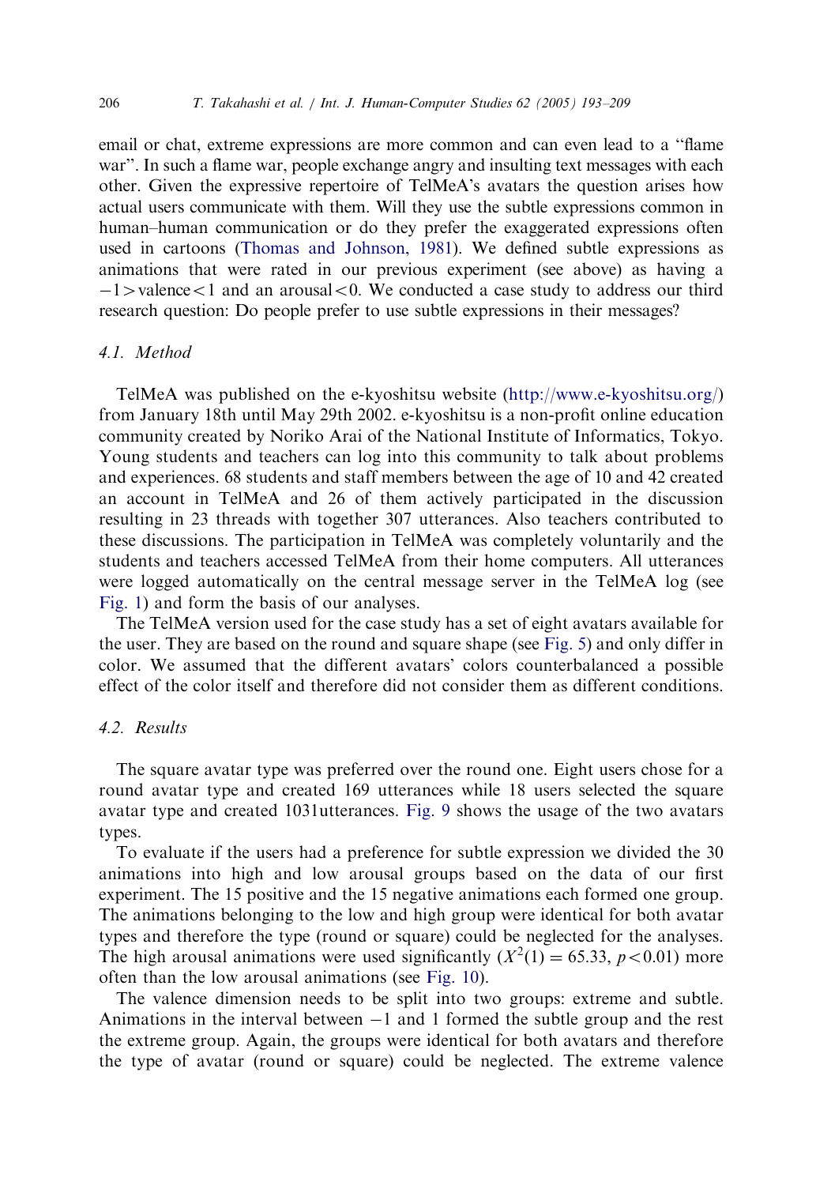email or chat, extreme expressions are more common and can even lead to a "flame war". In such a flame war, people exchange angry and insulting text messages with each other. Given the expressive repertoire of TelMeA's avatars the question arises how actual users communicate with them. Will they use the subtle expressions common in human–human communication or do they prefer the exaggerated expressions often used in cartoons (Thomas and Johnson, 1981). We defined subtle expressions as animations that were rated in our previous experiment (see above) as having a $-1 >$ valence $< 1$ and an arousal $< 0$. We conducted a case study to address our third research question: Do people prefer to use subtle expressions in their messages?

### 4.1. Method

TelMeA was published on the e-kyoshitsu website (http://www.e-kyoshitsu.org/) from January 18th until May 29th 2002. e-kyoshitsu is a non-profit online education community created by Noriko Arai of the National Institute of Informatics, Tokyo. Young students and teachers can log into this community to talk about problems and experiences. 68 students and staff members between the age of 10 and 42 created an account in TelMeA and 26 of them actively participated in the discussion resulting in 23 threads with together 307 utterances. Also teachers contributed to these discussions. The participation in TelMeA was completely voluntarily and the students and teachers accessed TelMeA from their home computers. All utterances were logged automatically on the central message server in the TelMeA log (see Fig. 1) and form the basis of our analyses.

The TelMeA version used for the case study has a set of eight avatars available for the user. They are based on the round and square shape (see Fig. 5) and only differ in color. We assumed that the different avatars' colors counterbalanced a possible effect of the color itself and therefore did not consider them as different conditions.

### 4.2. Results

The square avatar type was preferred over the round one. Eight users chose for a round avatar type and created 169 utterances while 18 users selected the square avatar type and created 1031utterances. Fig. 9 shows the usage of the two avatars types.

To evaluate if the users had a preference for subtle expression we divided the 30 animations into high and low arousal groups based on the data of our first experiment. The 15 positive and the 15 negative animations each formed one group. The animations belonging to the low and high group were identical for both avatar types and therefore the type (round or square) could be neglected for the analyses. The high arousal animations were used significantly ($X^2(1) = 65.33$, $p < 0.01$) more often than the low arousal animations (see Fig. 10).

The valence dimension needs to be split into two groups: extreme and subtle. Animations in the interval between $-1$ and 1 formed the subtle group and the rest the extreme group. Again, the groups were identical for both avatars and therefore the type of avatar (round or square) could be neglected. The extreme valence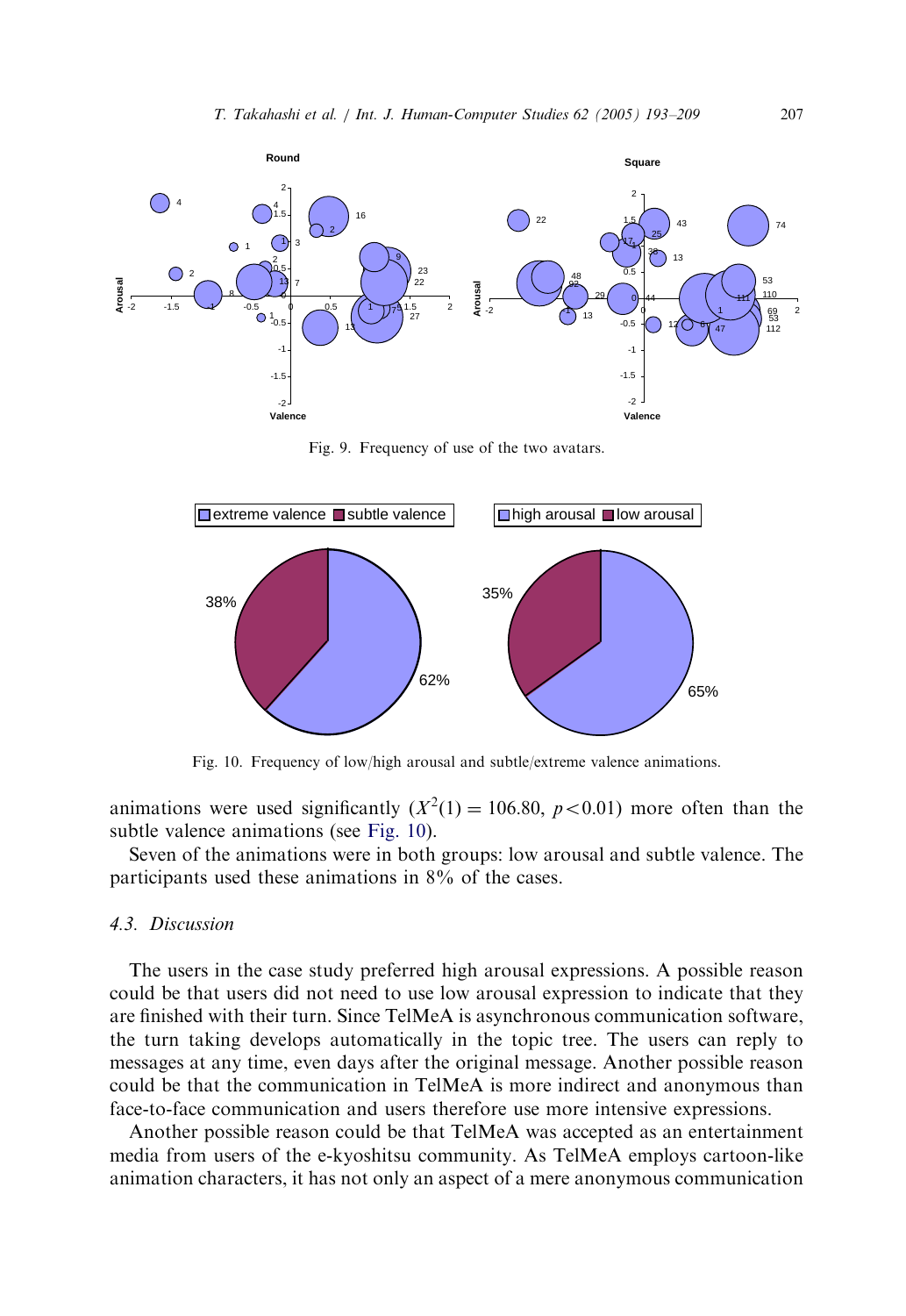Fig. 9. Frequency of use of the two avatars.

Fig. 10. Frequency of low/high arousal and subtle/extreme valence animations.

animations were used significantly ($X^2(1) = 106.80$, $p<0.01$) more often than the subtle valence animations (see Fig. 10).

Seven of the animations were in both groups: low arousal and subtle valence. The participants used these animations in 8% of the cases.

### 4.3. Discussion

The users in the case study preferred high arousal expressions. A possible reason could be that users did not need to use low arousal expression to indicate that they are finished with their turn. Since TelMeA is asynchronous communication software, the turn taking develops automatically in the topic tree. The users can reply to messages at any time, even days after the original message. Another possible reason could be that the communication in TelMeA is more indirect and anonymous than face-to-face communication and users therefore use more intensive expressions.

Another possible reason could be that TelMeA was accepted as an entertainment media from users of the e-kyoshitsu community. As TelMeA employs cartoon-like animation characters, it has not only an aspect of a mere anonymous communication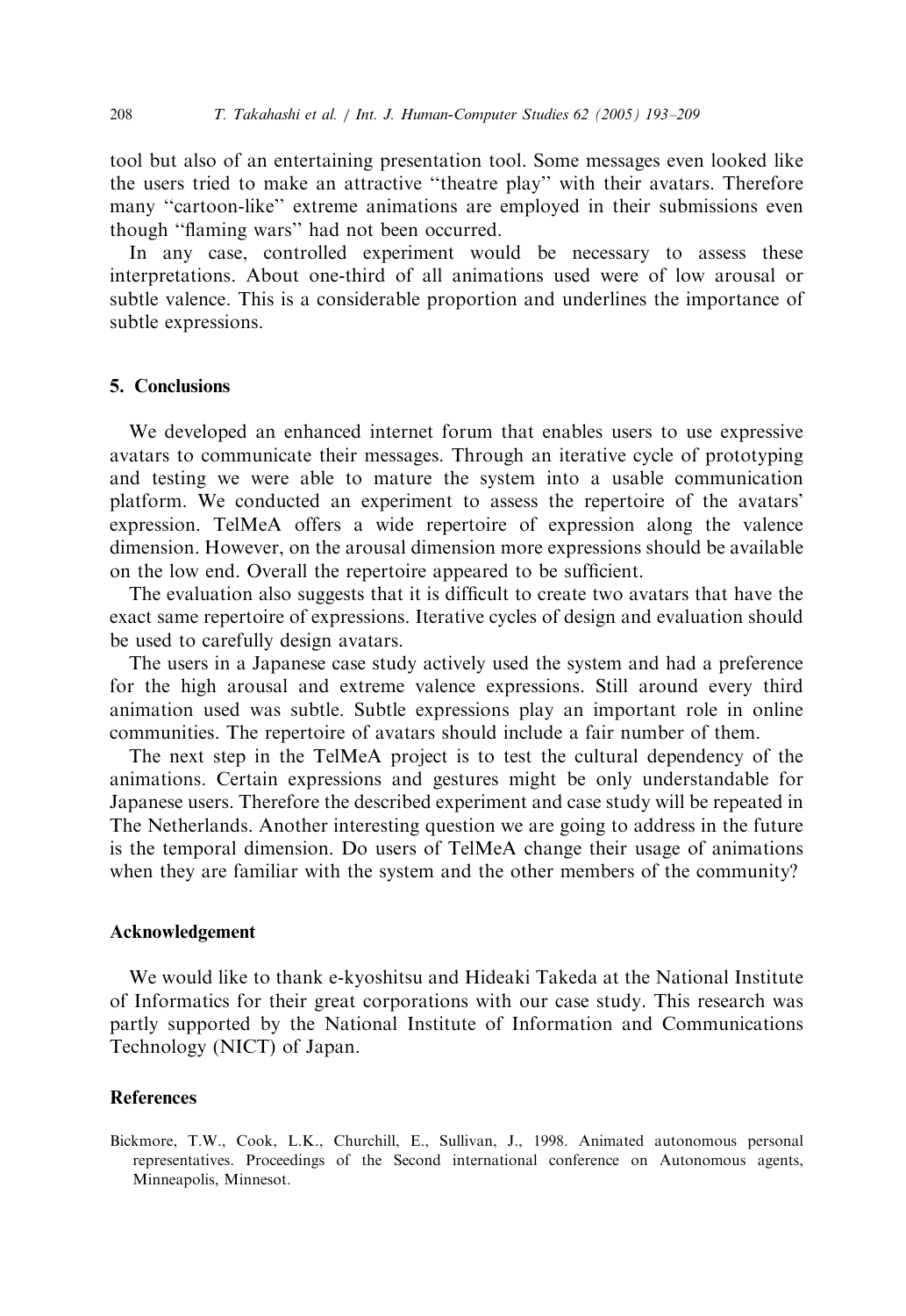tool but also of an entertaining presentation tool. Some messages even looked like the users tried to make an attractive ‘‘theatre play’’ with their avatars. Therefore many ‘‘cartoon-like’’ extreme animations are employed in their submissions even though ‘‘flaming wars’’ had not been occurred.

In any case, controlled experiment would be necessary to assess these interpretations. About one-third of all animations used were of low arousal or subtle valence. This is a considerable proportion and underlines the importance of subtle expressions.

## 5. Conclusions

We developed an enhanced internet forum that enables users to use expressive avatars to communicate their messages. Through an iterative cycle of prototyping and testing we were able to mature the system into a usable communication platform. We conducted an experiment to assess the repertoire of the avatars’ expression. TelMeA offers a wide repertoire of expression along the valence dimension. However, on the arousal dimension more expressions should be available on the low end. Overall the repertoire appeared to be sufficient.

The evaluation also suggests that it is difficult to create two avatars that have the exact same repertoire of expressions. Iterative cycles of design and evaluation should be used to carefully design avatars.

The users in a Japanese case study actively used the system and had a preference for the high arousal and extreme valence expressions. Still around every third animation used was subtle. Subtle expressions play an important role in online communities. The repertoire of avatars should include a fair number of them.

The next step in the TelMeA project is to test the cultural dependency of the animations. Certain expressions and gestures might be only understandable for Japanese users. Therefore the described experiment and case study will be repeated in The Netherlands. Another interesting question we are going to address in the future is the temporal dimension. Do users of TelMeA change their usage of animations when they are familiar with the system and the other members of the community?

## Acknowledgement

We would like to thank e-kyoshitsu and Hideaki Takeda at the National Institute of Informatics for their great corporations with our case study. This research was partly supported by the National Institute of Information and Communications Technology (NICT) of Japan.

## References

Bickmore, T.W., Cook, L.K., Churchill, E., Sullivan, J., 1998. Animated autonomous personal representatives. Proceedings of the Second international conference on Autonomous agents, Minneapolis, Minnesot.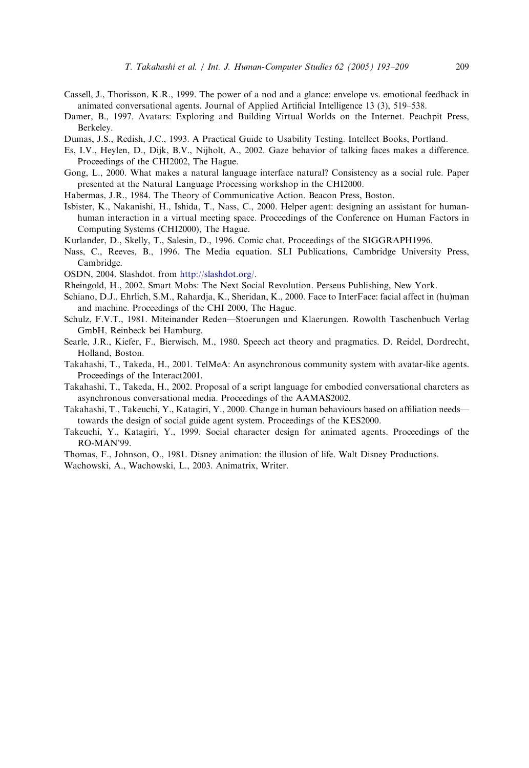Cassell, J., Thorisson, K.R., 1999. The power of a nod and a glance: envelope vs. emotional feedback in animated conversational agents. Journal of Applied Artificial Intelligence 13 (3), 519–538.

Damer, B., 1997. Avatars: Exploring and Building Virtual Worlds on the Internet. Peachpit Press, Berkeley.

Dumas, J.S., Redish, J.C., 1993. A Practical Guide to Usability Testing. Intellect Books, Portland.

Es, I.V., Heylen, D., Dijk, B.V., Nijholt, A., 2002. Gaze behavior of talking faces makes a difference. Proceedings of the CHI2002, The Hague.

Gong, L., 2000. What makes a natural language interface natural? Consistency as a social rule. Paper presented at the Natural Language Processing workshop in the CHI2000.

Habermas, J.R., 1984. The Theory of Communicative Action. Beacon Press, Boston.

Isbister, K., Nakanishi, H., Ishida, T., Nass, C., 2000. Helper agent: designing an assistant for human-human interaction in a virtual meeting space. Proceedings of the Conference on Human Factors in Computing Systems (CHI2000), The Hague.

Kurlander, D., Skelly, T., Salesin, D., 1996. Comic chat. Proceedings of the SIGGRAPH1996.

Nass, C., Reeves, B., 1996. The Media equation. SLI Publications, Cambridge University Press, Cambridge.

OSDN, 2004. Slashdot. from http://slashdot.org/.

Rheingold, H., 2002. Smart Mobs: The Next Social Revolution. Perseus Publishing, New York.

Schiano, D.J., Ehrlich, S.M., Rahardja, K., Sheridan, K., 2000. Face to InterFace: facial affect in (hu)man and machine. Proceedings of the CHI 2000, The Hague.

Schulz, F.V.T., 1981. Miteinander Reden—Stoerungen und Klaerungen. Rowolth Taschenbuch Verlag GmbH, Reinbeck bei Hamburg.

Searle, J.R., Kiefer, F., Bierwisch, M., 1980. Speech act theory and pragmatics. D. Reidel, Dordrecht, Holland, Boston.

Takahashi, T., Takeda, H., 2001. TelMeA: An asynchronous community system with avatar-like agents. Proceedings of the Interact2001.

Takahashi, T., Takeda, H., 2002. Proposal of a script language for embodied conversational charcters as asynchronous conversational media. Proceedings of the AAMAS2002.

Takahashi, T., Takeuchi, Y., Katagiri, Y., 2000. Change in human behaviours based on affiliation needs—towards the design of social guide agent system. Proceedings of the KES2000.

Takeuchi, Y., Katagiri, Y., 1999. Social character design for animated agents. Proceedings of the RO-MAN'99.

Thomas, F., Johnson, O., 1981. Disney animation: the illusion of life. Walt Disney Productions.

Wachowski, A., Wachowski, L., 2003. Animatrix, Writer.